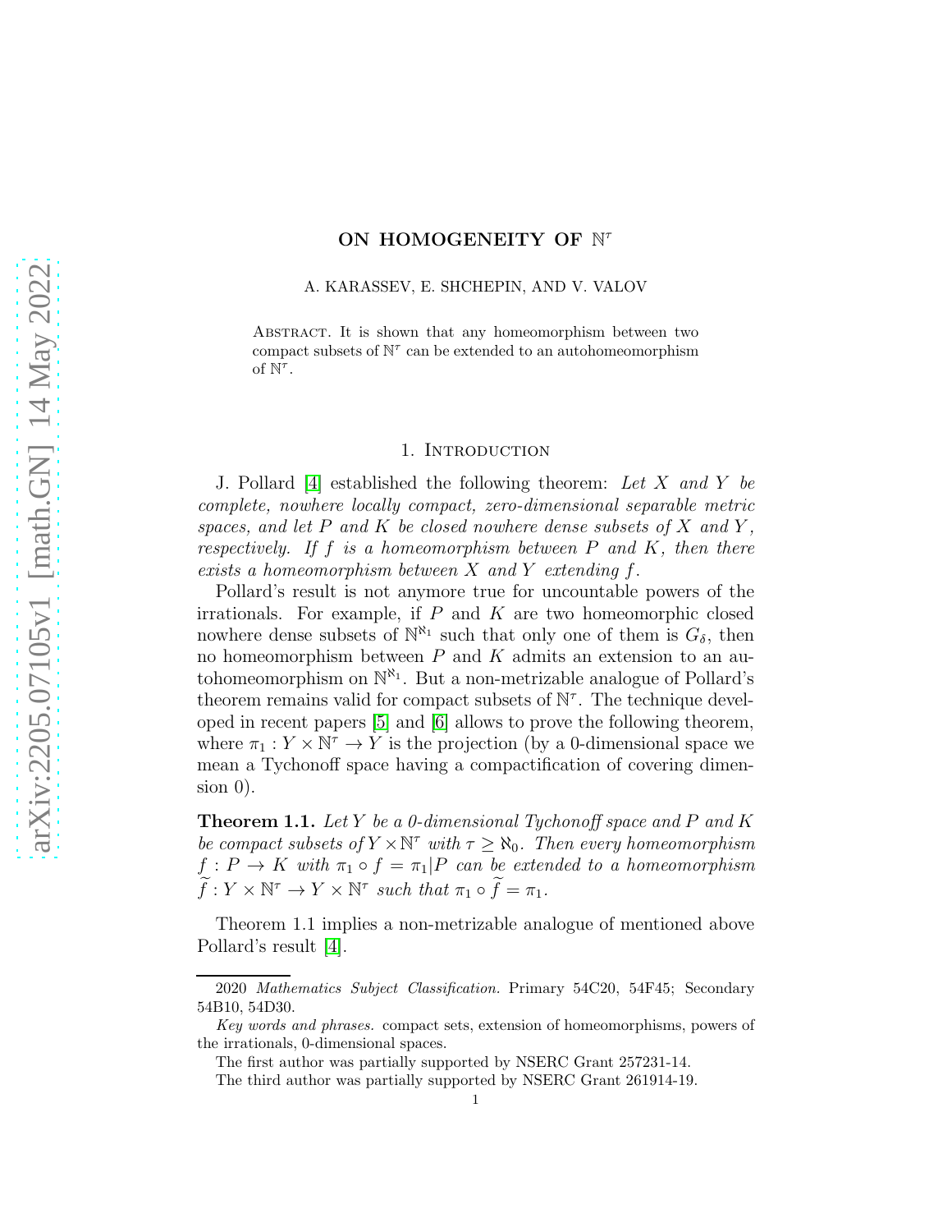# ON HOMOGENEITY OF $\mathbb{N}^\tau$

A. KARASSEV, E. SHCHEPIN, AND V. VALOV

Abstract. It is shown that any homeomorphism between two compact subsets of $\mathbb{N}^\tau$ can be extended to an autohomeomorphism of $\mathbb{N}^\tau$.

## 1. Introduction

J. Pollard [4] established the following theorem: *Let $X$ and $Y$ be complete, nowhere locally compact, zero-dimensional separable metric spaces, and let $P$ and $K$ be closed nowhere dense subsets of $X$ and $Y$, respectively. If $f$ is a homeomorphism between $P$ and $K$, then there exists a homeomorphism between $X$ and $Y$ extending $f$.*

Pollard's result is not anymore true for uncountable powers of the irrationals. For example, if $P$ and $K$ are two homeomorphic closed nowhere dense subsets of $\mathbb{N}^{\aleph_1}$ such that only one of them is $G_\delta$, then no homeomorphism between $P$ and $K$ admits an extension to an autohomeomorphism on $\mathbb{N}^{\aleph_1}$. But a non-metrizable analogue of Pollard's theorem remains valid for compact subsets of $\mathbb{N}^\tau$. The technique developed in recent papers [5] and [6] allows to prove the following theorem, where $\pi_1 : Y \times \mathbb{N}^\tau \to Y$ is the projection (by a 0-dimensional space we mean a Tychonoff space having a compactification of covering dimension 0).

**Theorem 1.1.** *Let $Y$ be a 0-dimensional Tychonoff space and $P$ and $K$ be compact subsets of $Y \times \mathbb{N}^\tau$ with $\tau \geq \aleph_0$. Then every homeomorphism $f : P \to K$ with $\pi_1 \circ f = \pi_1|P$ can be extended to a homeomorphism $\widetilde{f} : Y \times \mathbb{N}^\tau \to Y \times \mathbb{N}^\tau$ such that $\pi_1 \circ \widetilde{f} = \pi_1$.*

Theorem 1.1 implies a non-metrizable analogue of mentioned above Pollard's result [4].

---

2020 *Mathematics Subject Classification.* Primary 54C20, 54F45; Secondary 54B10, 54D30.

*Key words and phrases.* compact sets, extension of homeomorphisms, powers of the irrationals, 0-dimensional spaces.

The first author was partially supported by NSERC Grant 257231-14.

The third author was partially supported by NSERC Grant 261914-19.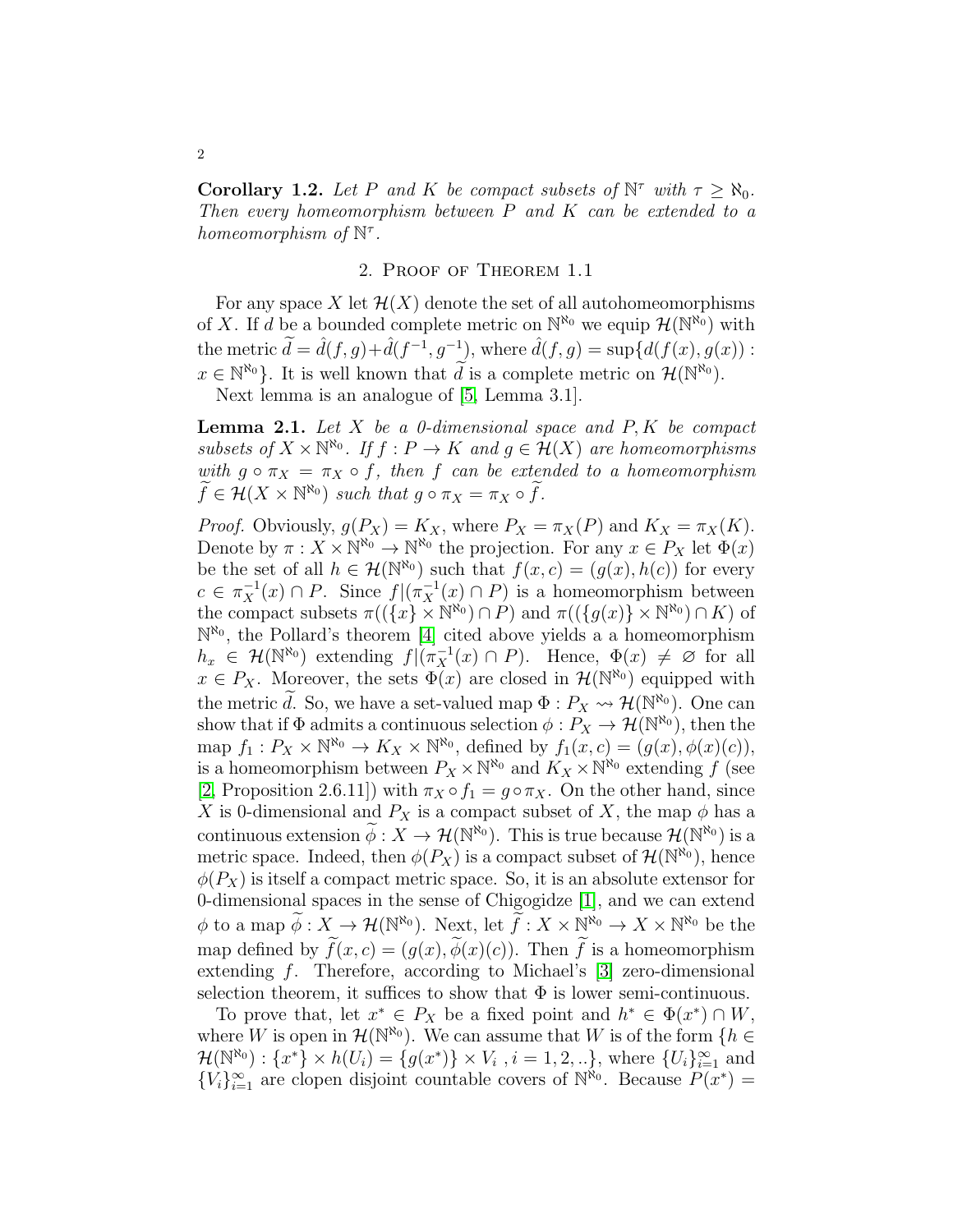**Corollary 1.2.** *Let $P$ and $K$ be compact subsets of $\mathbb{N}^\tau$ with $\tau \geq \aleph_0$. Then every homeomorphism between $P$ and $K$ can be extended to a homeomorphism of $\mathbb{N}^\tau$.*

## 2. Proof of Theorem 1.1

For any space $X$ let $\mathcal{H}(X)$ denote the set of all autohomeomorphisms of $X$. If $d$ be a bounded complete metric on $\mathbb{N}^{\aleph_0}$ we equip $\mathcal{H}(\mathbb{N}^{\aleph_0})$ with the metric $\widetilde{d} = \hat{d}(f,g) + \hat{d}(f^{-1}, g^{-1})$, where $\hat{d}(f,g) = \sup\{d(f(x), g(x)) : x \in \mathbb{N}^{\aleph_0}\}$. It is well known that $\widetilde{d}$ is a complete metric on $\mathcal{H}(\mathbb{N}^{\aleph_0})$.

Next lemma is an analogue of [5, Lemma 3.1].

**Lemma 2.1.** *Let $X$ be a 0-dimensional space and $P, K$ be compact subsets of $X \times \mathbb{N}^{\aleph_0}$. If $f : P \to K$ and $g \in \mathcal{H}(X)$ are homeomorphisms with $g \circ \pi_X = \pi_X \circ f$, then $f$ can be extended to a homeomorphism $\widetilde{f} \in \mathcal{H}(X \times \mathbb{N}^{\aleph_0})$ such that $g \circ \pi_X = \pi_X \circ \widetilde{f}$.*

*Proof.* Obviously, $g(P_X) = K_X$, where $P_X = \pi_X(P)$ and $K_X = \pi_X(K)$. Denote by $\pi : X \times \mathbb{N}^{\aleph_0} \to \mathbb{N}^{\aleph_0}$ the projection. For any $x \in P_X$ let $\Phi(x)$ be the set of all $h \in \mathcal{H}(\mathbb{N}^{\aleph_0})$ such that $f(x,c) = (g(x), h(c))$ for every $c \in \pi_X^{-1}(x) \cap P$. Since $f|(\pi_X^{-1}(x) \cap P)$ is a homeomorphism between the compact subsets $\pi((\{x\} \times \mathbb{N}^{\aleph_0}) \cap P)$ and $\pi((\{g(x)\} \times \mathbb{N}^{\aleph_0}) \cap K)$ of $\mathbb{N}^{\aleph_0}$, the Pollard's theorem [4] cited above yields a a homeomorphism $h_x \in \mathcal{H}(\mathbb{N}^{\aleph_0})$ extending $f|(\pi_X^{-1}(x) \cap P)$. Hence, $\Phi(x) \neq \varnothing$ for all $x \in P_X$. Moreover, the sets $\Phi(x)$ are closed in $\mathcal{H}(\mathbb{N}^{\aleph_0})$ equipped with the metric $\widetilde{d}$. So, we have a set-valued map $\Phi : P_X \rightsquigarrow \mathcal{H}(\mathbb{N}^{\aleph_0})$. One can show that if $\Phi$ admits a continuous selection $\phi : P_X \to \mathcal{H}(\mathbb{N}^{\aleph_0})$, then the map $f_1 : P_X \times \mathbb{N}^{\aleph_0} \to K_X \times \mathbb{N}^{\aleph_0}$, defined by $f_1(x,c) = (g(x), \phi(x)(c))$, is a homeomorphism between $P_X \times \mathbb{N}^{\aleph_0}$ and $K_X \times \mathbb{N}^{\aleph_0}$ extending $f$ (see [2, Proposition 2.6.11]) with $\pi_X \circ f_1 = g \circ \pi_X$. On the other hand, since $X$ is 0-dimensional and $P_X$ is a compact subset of $X$, the map $\phi$ has a continuous extension $\widetilde{\phi} : X \to \mathcal{H}(\mathbb{N}^{\aleph_0})$. This is true because $\mathcal{H}(\mathbb{N}^{\aleph_0})$ is a metric space. Indeed, then $\phi(P_X)$ is a compact subset of $\mathcal{H}(\mathbb{N}^{\aleph_0})$, hence $\phi(P_X)$ is itself a compact metric space. So, it is an absolute extensor for 0-dimensional spaces in the sense of Chigogidze [1], and we can extend $\phi$ to a map $\widetilde{\phi} : X \to \mathcal{H}(\mathbb{N}^{\aleph_0})$. Next, let $\widetilde{f} : X \times \mathbb{N}^{\aleph_0} \to X \times \mathbb{N}^{\aleph_0}$ be the map defined by $\widetilde{f}(x,c) = (g(x), \widetilde{\phi}(x)(c))$. Then $\widetilde{f}$ is a homeomorphism extending $f$. Therefore, according to Michael's [3] zero-dimensional selection theorem, it suffices to show that $\Phi$ is lower semi-continuous.

To prove that, let $x^* \in P_X$ be a fixed point and $h^* \in \Phi(x^*) \cap W$, where $W$ is open in $\mathcal{H}(\mathbb{N}^{\aleph_0})$. We can assume that $W$ is of the form $\{h \in \mathcal{H}(\mathbb{N}^{\aleph_0}) : \{x^*\} \times h(U_i) = \{g(x^*)\} \times V_i\ , i = 1, 2, ..\}$, where $\{U_i\}_{i=1}^\infty$ and $\{V_i\}_{i=1}^\infty$ are clopen disjoint countable covers of $\mathbb{N}^{\aleph_0}$. Because $P(x^*) =$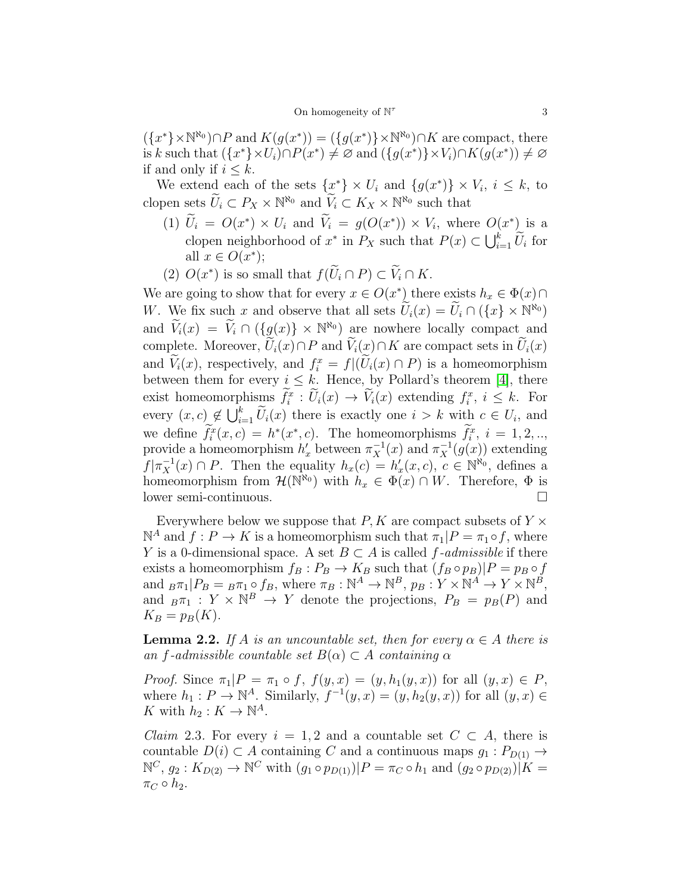$(\{x^*\}\times\mathbb{N}^{\aleph_0})\cap P$ and $K(g(x^*))=(\{g(x^*)\}\times\mathbb{N}^{\aleph_0})\cap K$ are compact, there is $k$ such that $(\{x^*\}\times U_i)\cap P(x^*)\neq\varnothing$ and $(\{g(x^*)\}\times V_i)\cap K(g(x^*))\neq\varnothing$ if and only if $i\leq k$.

We extend each of the sets $\{x^*\}\times U_i$ and $\{g(x^*)\}\times V_i$, $i\leq k$, to clopen sets $\widetilde{U}_i\subset P_X\times\mathbb{N}^{\aleph_0}$ and $\widetilde{V}_i\subset K_X\times\mathbb{N}^{\aleph_0}$ such that

1. $\widetilde{U}_i=O(x^*)\times U_i$ and $\widetilde{V}_i=g(O(x^*))\times V_i$, where $O(x^*)$ is a clopen neighborhood of $x^*$ in $P_X$ such that $P(x)\subset\bigcup_{i=1}^k\widetilde{U}_i$ for all $x\in O(x^*)$;
2. $O(x^*)$ is so small that $f(\widetilde{U}_i\cap P)\subset\widetilde{V}_i\cap K$.

We are going to show that for every $x\in O(x^*)$ there exists $h_x\in\Phi(x)\cap W$. We fix such $x$ and observe that all sets $\widetilde{U}_i(x)=\widetilde{U}_i\cap(\{x\}\times\mathbb{N}^{\aleph_0})$ and $\widetilde{V}_i(x)=\widetilde{V}_i\cap(\{g(x)\}\times\mathbb{N}^{\aleph_0})$ are nowhere locally compact and complete. Moreover, $\widetilde{U}_i(x)\cap P$ and $\widetilde{V}_i(x)\cap K$ are compact sets in $\widetilde{U}_i(x)$ and $\widetilde{V}_i(x)$, respectively, and $f_i^x=f|(\widetilde{U}_i(x)\cap P)$ is a homeomorphism between them for every $i\leq k$. Hence, by Pollard's theorem [4], there exist homeomorphisms $\widetilde{f}_i^x:\widetilde{U}_i(x)\to\widetilde{V}_i(x)$ extending $f_i^x$, $i\leq k$. For every $(x,c)\notin\bigcup_{i=1}^k\widetilde{U}_i(x)$ there is exactly one $i>k$ with $c\in U_i$, and we define $\widetilde{f}_i^x(x,c)=h^*(x^*,c)$. The homeomorphisms $\widetilde{f}_i^x$, $i=1,2,..$, provide a homeomorphism $h'_x$ between $\pi_X^{-1}(x)$ and $\pi_X^{-1}(g(x))$ extending $f|\pi_X^{-1}(x)\cap P$. Then the equality $h_x(c)=h'_x(x,c)$, $c\in\mathbb{N}^{\aleph_0}$, defines a homeomorphism from $\mathcal{H}(\mathbb{N}^{\aleph_0})$ with $h_x\in\Phi(x)\cap W$. Therefore, $\Phi$ is lower semi-continuous. $\square$

Everywhere below we suppose that $P,K$ are compact subsets of $Y\times\mathbb{N}^A$ and $f:P\to K$ is a homeomorphism such that $\pi_1|P=\pi_1\circ f$, where $Y$ is a 0-dimensional space. A set $B\subset A$ is called *$f$-admissible* if there exists a homeomorphism $f_B:P_B\to K_B$ such that $(f_B\circ p_B)|P=p_B\circ f$ and ${}_B\pi_1|P_B={}_B\pi_1\circ f_B$, where $\pi_B:\mathbb{N}^A\to\mathbb{N}^B$, $p_B:Y\times\mathbb{N}^A\to Y\times\mathbb{N}^B$, and ${}_B\pi_1:Y\times\mathbb{N}^B\to Y$ denote the projections, $P_B=p_B(P)$ and $K_B=p_B(K)$.

**Lemma 2.2.** *If $A$ is an uncountable set, then for every $\alpha\in A$ there is an $f$-admissible countable set $B(\alpha)\subset A$ containing $\alpha$*

*Proof.* Since $\pi_1|P=\pi_1\circ f$, $f(y,x)=(y,h_1(y,x))$ for all $(y,x)\in P$, where $h_1:P\to\mathbb{N}^A$. Similarly, $f^{-1}(y,x)=(y,h_2(y,x))$ for all $(y,x)\in K$ with $h_2:K\to\mathbb{N}^A$.

*Claim* 2.3. For every $i=1,2$ and a countable set $C\subset A$, there is countable $D(i)\subset A$ containing $C$ and a continuous maps $g_1:P_{D(1)}\to\mathbb{N}^C$, $g_2:K_{D(2)}\to\mathbb{N}^C$ with $(g_1\circ p_{D(1)})|P=\pi_C\circ h_1$ and $(g_2\circ p_{D(2)})|K=\pi_C\circ h_2$.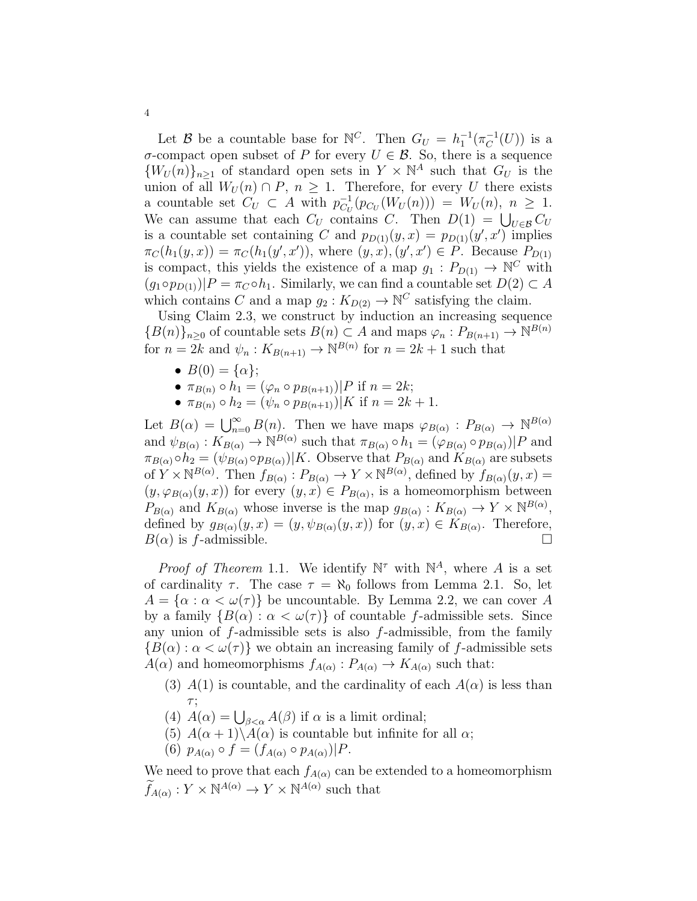Let $\mathcal{B}$ be a countable base for $\mathbb{N}^C$. Then $G_U = h_1^{-1}(\pi_C^{-1}(U))$ is a $\sigma$-compact open subset of $P$ for every $U \in \mathcal{B}$. So, there is a sequence $\{W_U(n)\}_{n\geq 1}$ of standard open sets in $Y \times \mathbb{N}^A$ such that $G_U$ is the union of all $W_U(n) \cap P$, $n \geq 1$. Therefore, for every $U$ there exists a countable set $C_U \subset A$ with $p_{C_U}^{-1}(p_{C_U}(W_U(n))) = W_U(n)$, $n \geq 1$. We can assume that each $C_U$ contains $C$. Then $D(1) = \bigcup_{U\in\mathcal{B}} C_U$ is a countable set containing $C$ and $p_{D(1)}(y,x) = p_{D(1)}(y',x')$ implies $\pi_C(h_1(y,x)) = \pi_C(h_1(y',x'))$, where $(y,x),(y',x') \in P$. Because $P_{D(1)}$ is compact, this yields the existence of a map $g_1 : P_{D(1)} \to \mathbb{N}^C$ with $(g_1 \circ p_{D(1)})|P = \pi_C \circ h_1$. Similarly, we can find a countable set $D(2) \subset A$ which contains $C$ and a map $g_2 : K_{D(2)} \to \mathbb{N}^C$ satisfying the claim.

Using Claim 2.3, we construct by induction an increasing sequence $\{B(n)\}_{n\geq 0}$ of countable sets $B(n) \subset A$ and maps $\varphi_n : P_{B(n+1)} \to \mathbb{N}^{B(n)}$ for $n = 2k$ and $\psi_n : K_{B(n+1)} \to \mathbb{N}^{B(n)}$ for $n = 2k+1$ such that

- $B(0) = \{\alpha\}$;
- $\pi_{B(n)} \circ h_1 = (\varphi_n \circ p_{B(n+1)})|P$ if $n = 2k$;
- $\pi_{B(n)} \circ h_2 = (\psi_n \circ p_{B(n+1)})|K$ if $n = 2k+1$.

Let $B(\alpha) = \bigcup_{n=0}^{\infty} B(n)$. Then we have maps $\varphi_{B(\alpha)} : P_{B(\alpha)} \to \mathbb{N}^{B(\alpha)}$ and $\psi_{B(\alpha)} : K_{B(\alpha)} \to \mathbb{N}^{B(\alpha)}$ such that $\pi_{B(\alpha)} \circ h_1 = (\varphi_{B(\alpha)} \circ p_{B(\alpha)})|P$ and $\pi_{B(\alpha)} \circ h_2 = (\psi_{B(\alpha)} \circ p_{B(\alpha)})|K$. Observe that $P_{B(\alpha)}$ and $K_{B(\alpha)}$ are subsets of $Y \times \mathbb{N}^{B(\alpha)}$. Then $f_{B(\alpha)} : P_{B(\alpha)} \to Y \times \mathbb{N}^{B(\alpha)}$, defined by $f_{B(\alpha)}(y,x) = (y, \varphi_{B(\alpha)}(y,x))$ for every $(y,x) \in P_{B(\alpha)}$, is a homeomorphism between $P_{B(\alpha)}$ and $K_{B(\alpha)}$ whose inverse is the map $g_{B(\alpha)} : K_{B(\alpha)} \to Y \times \mathbb{N}^{B(\alpha)}$, defined by $g_{B(\alpha)}(y,x) = (y, \psi_{B(\alpha)}(y,x))$ for $(y,x) \in K_{B(\alpha)}$. Therefore, $B(\alpha)$ is $f$-admissible. $\square$

*Proof of Theorem* 1.1. We identify $\mathbb{N}^\tau$ with $\mathbb{N}^A$, where $A$ is a set of cardinality $\tau$. The case $\tau = \aleph_0$ follows from Lemma 2.1. So, let $A = \{\alpha : \alpha < \omega(\tau)\}$ be uncountable. By Lemma 2.2, we can cover $A$ by a family $\{B(\alpha) : \alpha < \omega(\tau)\}$ of countable $f$-admissible sets. Since any union of $f$-admissible sets is also $f$-admissible, from the family $\{B(\alpha) : \alpha < \omega(\tau)\}$ we obtain an increasing family of $f$-admissible sets $A(\alpha)$ and homeomorphisms $f_{A(\alpha)} : P_{A(\alpha)} \to K_{A(\alpha)}$ such that:

(3) $A(1)$ is countable, and the cardinality of each $A(\alpha)$ is less than $\tau$;

(4) $A(\alpha) = \bigcup_{\beta<\alpha} A(\beta)$ if $\alpha$ is a limit ordinal;

(5) $A(\alpha+1)\backslash A(\alpha)$ is countable but infinite for all $\alpha$;

(6) $p_{A(\alpha)} \circ f = (f_{A(\alpha)} \circ p_{A(\alpha)})|P$.

We need to prove that each $f_{A(\alpha)}$ can be extended to a homeomorphism $\widetilde{f}_{A(\alpha)} : Y \times \mathbb{N}^{A(\alpha)} \to Y \times \mathbb{N}^{A(\alpha)}$ such that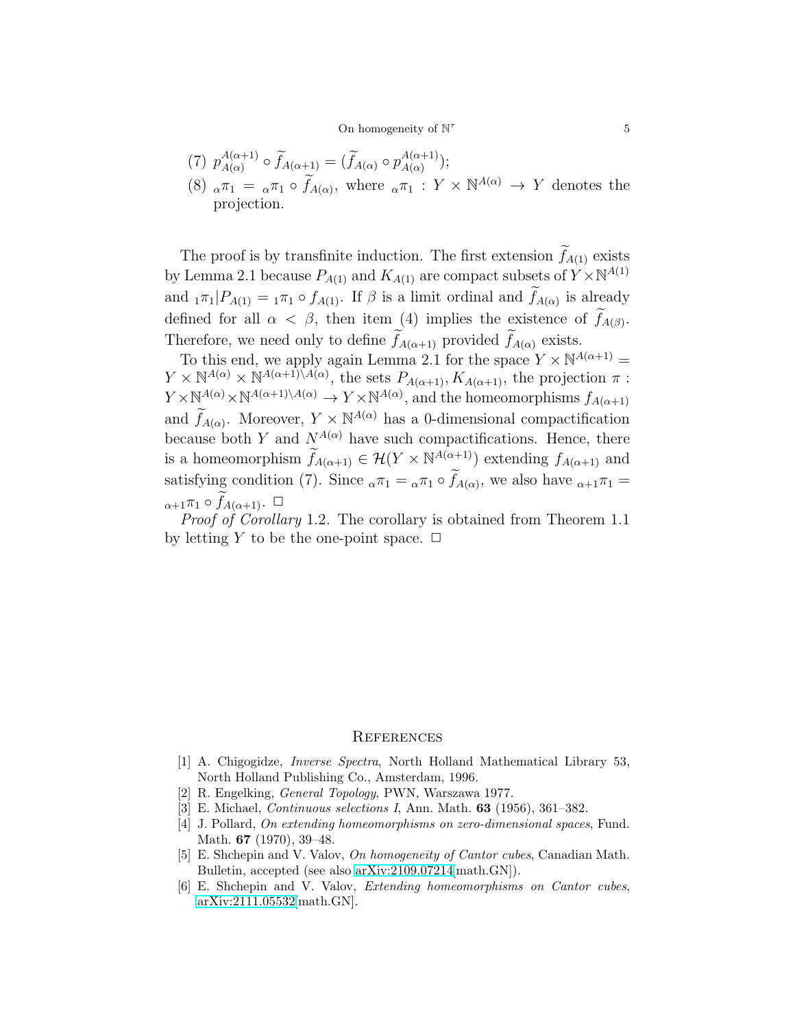(7) $p^{A(\alpha+1)}_{A(\alpha)} \circ \widetilde{f}_{A(\alpha+1)} = (\widetilde{f}_{A(\alpha)} \circ p^{A(\alpha+1)}_{A(\alpha)})$;

(8) ${}_{\alpha}\pi_1 = {}_{\alpha}\pi_1 \circ \widetilde{f}_{A(\alpha)}$, where ${}_{\alpha}\pi_1 : Y \times \mathbb{N}^{A(\alpha)} \to Y$ denotes the projection.

The proof is by transfinite induction. The first extension $\widetilde{f}_{A(1)}$ exists by Lemma 2.1 because $P_{A(1)}$ and $K_{A(1)}$ are compact subsets of $Y \times \mathbb{N}^{A(1)}$ and ${}_{1}\pi_1 | P_{A(1)} = {}_{1}\pi_1 \circ f_{A(1)}$. If $\beta$ is a limit ordinal and $\widetilde{f}_{A(\alpha)}$ is already defined for all $\alpha < \beta$, then item (4) implies the existence of $\widetilde{f}_{A(\beta)}$. Therefore, we need only to define $\widetilde{f}_{A(\alpha+1)}$ provided $\widetilde{f}_{A(\alpha)}$ exists.

To this end, we apply again Lemma 2.1 for the space $Y \times \mathbb{N}^{A(\alpha+1)} = Y \times \mathbb{N}^{A(\alpha)} \times \mathbb{N}^{A(\alpha+1)\setminus A(\alpha)}$, the sets $P_{A(\alpha+1)}, K_{A(\alpha+1)}$, the projection $\pi : Y \times \mathbb{N}^{A(\alpha)} \times \mathbb{N}^{A(\alpha+1)\setminus A(\alpha)} \to Y \times \mathbb{N}^{A(\alpha)}$, and the homeomorphisms $f_{A(\alpha+1)}$ and $\widetilde{f}_{A(\alpha)}$. Moreover, $Y \times \mathbb{N}^{A(\alpha)}$ has a 0-dimensional compactification because both $Y$ and $N^{A(\alpha)}$ have such compactifications. Hence, there is a homeomorphism $\widetilde{f}_{A(\alpha+1)} \in \mathcal{H}(Y \times \mathbb{N}^{A(\alpha+1)})$ extending $f_{A(\alpha+1)}$ and satisfying condition (7). Since ${}_{\alpha}\pi_1 = {}_{\alpha}\pi_1 \circ \widetilde{f}_{A(\alpha)}$, we also have ${}_{\alpha+1}\pi_1 = {}_{\alpha+1}\pi_1 \circ \widetilde{f}_{A(\alpha+1)}$. $\square$

*Proof of Corollary* 1.2. The corollary is obtained from Theorem 1.1 by letting $Y$ to be the one-point space. $\square$

## References

[1] A. Chigogidze, *Inverse Spectra*, North Holland Mathematical Library 53, North Holland Publishing Co., Amsterdam, 1996.

[2] R. Engelking, *General Topology*, PWN, Warszawa 1977.

[3] E. Michael, *Continuous selections I*, Ann. Math. **63** (1956), 361–382.

[4] J. Pollard, *On extending homeomorphisms on zero-dimensional spaces*, Fund. Math. **67** (1970), 39–48.

[5] E. Shchepin and V. Valov, *On homogeneity of Cantor cubes*, Canadian Math. Bulletin, accepted (see also arXiv:2109.07214[math.GN]).

[6] E. Shchepin and V. Valov, *Extending homeomorphisms on Cantor cubes*, arXiv:2111.05532[math.GN].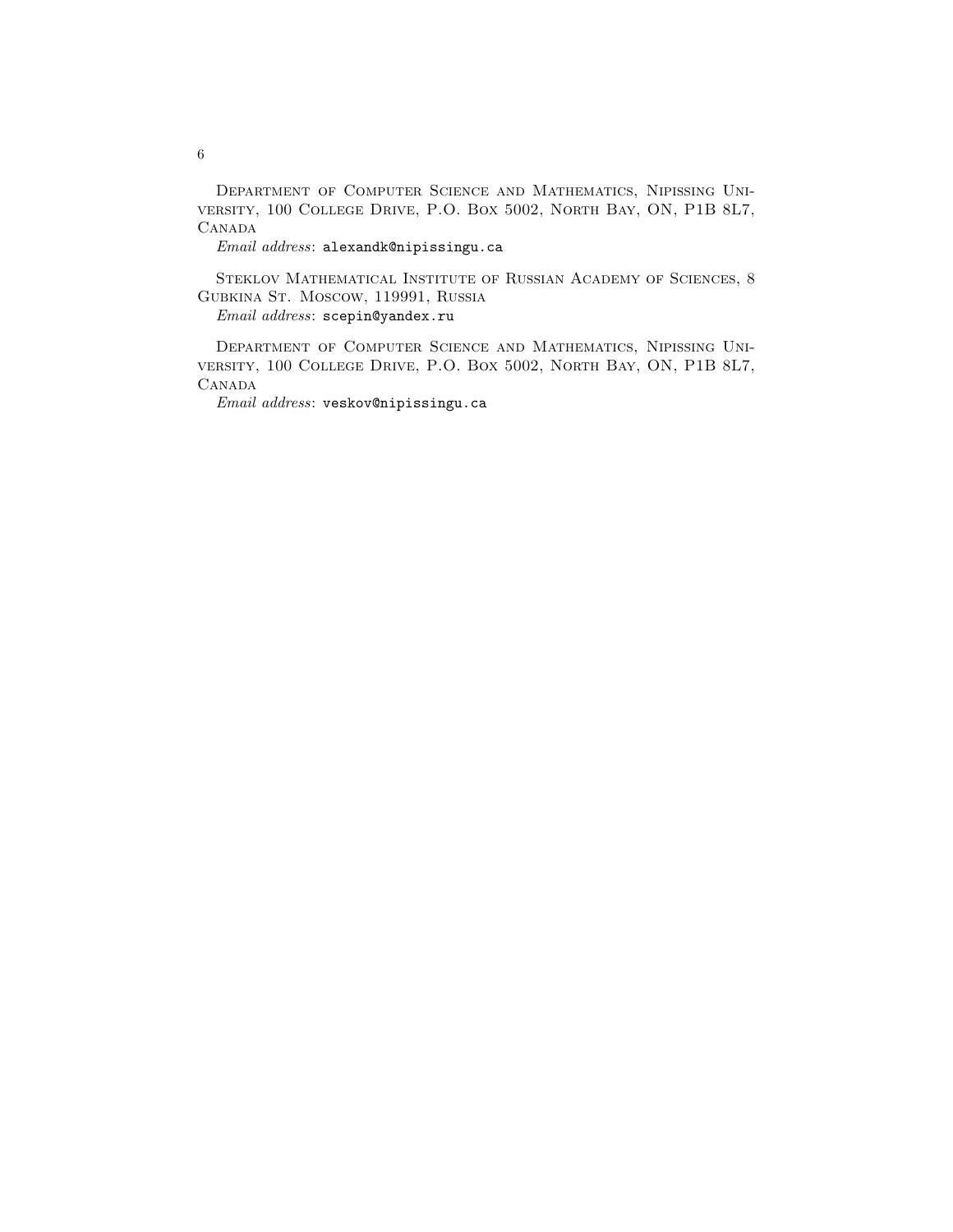Department of Computer Science and Mathematics, Nipissing University, 100 College Drive, P.O. Box 5002, North Bay, ON, P1B 8L7, Canada

*Email address*: alexandk@nipissingu.ca

Steklov Mathematical Institute of Russian Academy of Sciences, 8 Gubkina St. Moscow, 119991, Russia

*Email address*: scepin@yandex.ru

Department of Computer Science and Mathematics, Nipissing University, 100 College Drive, P.O. Box 5002, North Bay, ON, P1B 8L7, Canada

*Email address*: veskov@nipissingu.ca